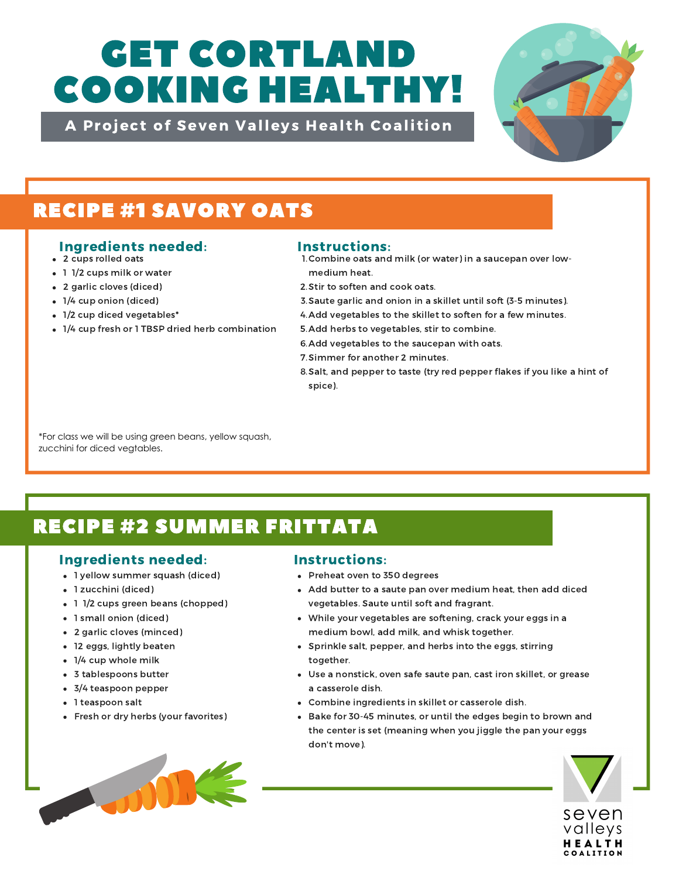# GET CORTLAND COOKING HEALTHY!

**A Project of Seven Valleys Health Coalition**

## RECIPE #1 SAVORY OATS

### Ingredients needed:

- 2 cups rolled oats
- 1 1/2 cups milk or water
- 2 garlic cloves (diced)
- 1/4 cup onion (diced)
- 1/2 cup diced vegetables*
- 1/4 cup fresh or 1 TBSP dried herb combination

### Instructions:

1. Combine oats and milk (or water) in a saucepan over low-medium heat.
2. Stir to soften and cook oats.
3. Saute garlic and onion in a skillet until soft (3-5 minutes).
4. Add vegetables to the skillet to soften for a few minutes.
5. Add herbs to vegetables, stir to combine.
6. Add vegetables to the saucepan with oats.
7. Simmer for another 2 minutes.
8. Salt, and pepper to taste (try red pepper flakes if you like a hint of spice).

*For class we will be using green beans, yellow squash, zucchini for diced vegtables.

## RECIPE #2 SUMMER FRITTATA

### Ingredients needed:

- 1 yellow summer squash (diced)
- 1 zucchini (diced)
- 1 1/2 cups green beans (chopped)
- 1 small onion (diced)
- 2 garlic cloves (minced)
- 12 eggs, lightly beaten
- 1/4 cup whole milk
- 3 tablespoons butter
- 3/4 teaspoon pepper
- 1 teaspoon salt
- Fresh or dry herbs (your favorites)

### Instructions:

- Preheat oven to 350 degrees
- Add butter to a saute pan over medium heat, then add diced vegetables. Saute until soft and fragrant.
- While your vegetables are softening, crack your eggs in a medium bowl, add milk, and whisk together.
- Sprinkle salt, pepper, and herbs into the eggs, stirring together.
- Use a nonstick, oven safe saute pan, cast iron skillet, or grease a casserole dish.
- Combine ingredients in skillet or casserole dish.
- Bake for 30-45 minutes, or until the edges begin to brown and the center is set (meaning when you jiggle the pan your eggs don't move).

seven valleys HEALTH COALITION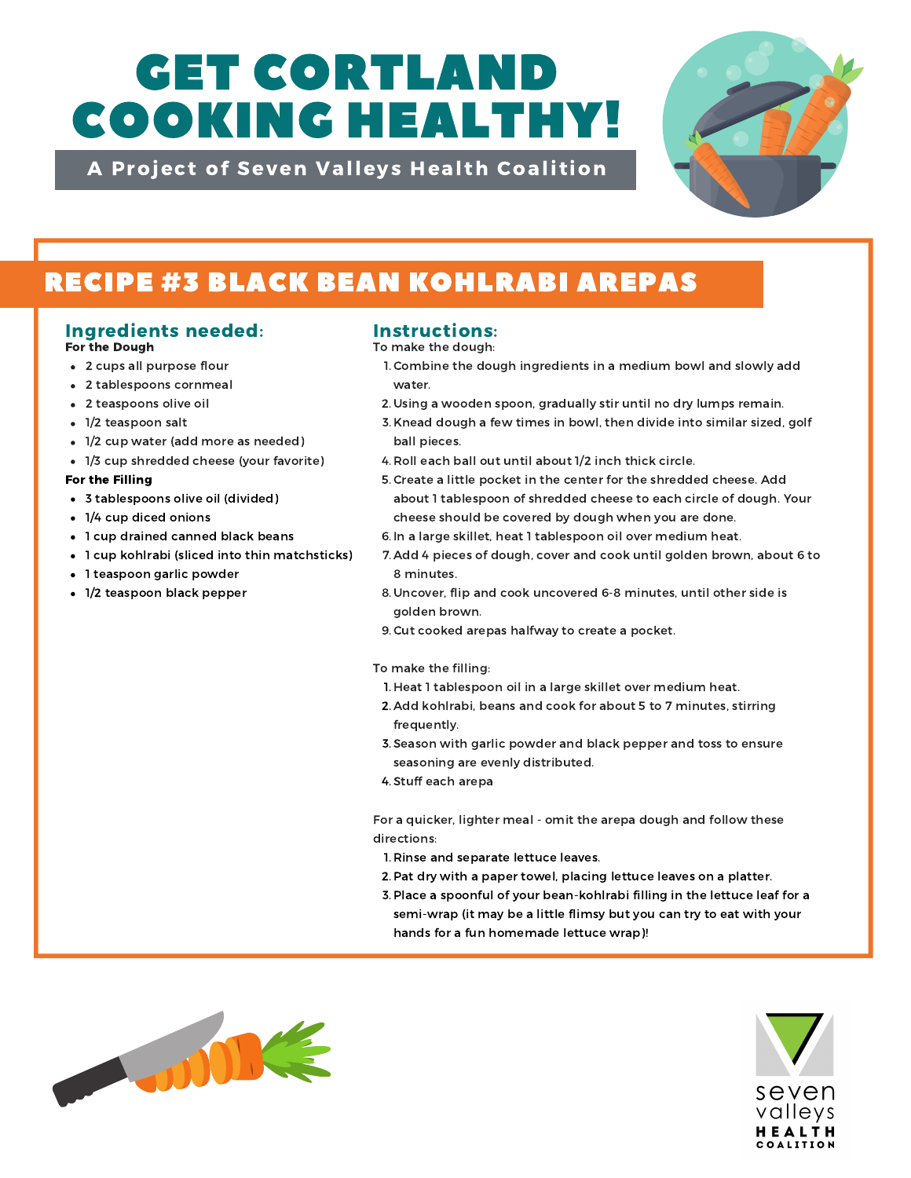# GET CORTLAND COOKING HEALTHY!

A Project of Seven Valleys Health Coalition

## RECIPE #3 BLACK BEAN KOHLRABI AREPAS

### Ingredients needed:

**For the Dough**

- 2 cups all purpose flour
- 2 tablespoons cornmeal
- 2 teaspoons olive oil
- 1/2 teaspoon salt
- 1/2 cup water (add more as needed)
- 1/3 cup shredded cheese (your favorite)

**For the Filling**

- 3 tablespoons olive oil (divided)
- 1/4 cup diced onions
- 1 cup drained canned black beans
- 1 cup kohlrabi (sliced into thin matchsticks)
- 1 teaspoon garlic powder
- 1/2 teaspoon black pepper

### Instructions:

To make the dough:

1. Combine the dough ingredients in a medium bowl and slowly add water.
2. Using a wooden spoon, gradually stir until no dry lumps remain.
3. Knead dough a few times in bowl, then divide into similar sized, golf ball pieces.
4. Roll each ball out until about 1/2 inch thick circle.
5. Create a little pocket in the center for the shredded cheese. Add about 1 tablespoon of shredded cheese to each circle of dough. Your cheese should be covered by dough when you are done.
6. In a large skillet, heat 1 tablespoon oil over medium heat.
7. Add 4 pieces of dough, cover and cook until golden brown, about 6 to 8 minutes.
8. Uncover, flip and cook uncovered 6-8 minutes, until other side is golden brown.
9. Cut cooked arepas halfway to create a pocket.

To make the filling:

1. Heat 1 tablespoon oil in a large skillet over medium heat.
2. Add kohlrabi, beans and cook for about 5 to 7 minutes, stirring frequently.
3. Season with garlic powder and black pepper and toss to ensure seasoning are evenly distributed.
4. Stuff each arepa

For a quicker, lighter meal - omit the arepa dough and follow these directions:

1. Rinse and separate lettuce leaves.
2. Pat dry with a paper towel, placing lettuce leaves on a platter.
3. Place a spoonful of your bean-kohlrabi filling in the lettuce leaf for a semi-wrap (it may be a little flimsy but you can try to eat with your hands for a fun homemade lettuce wrap)!

seven valleys HEALTH COALITION